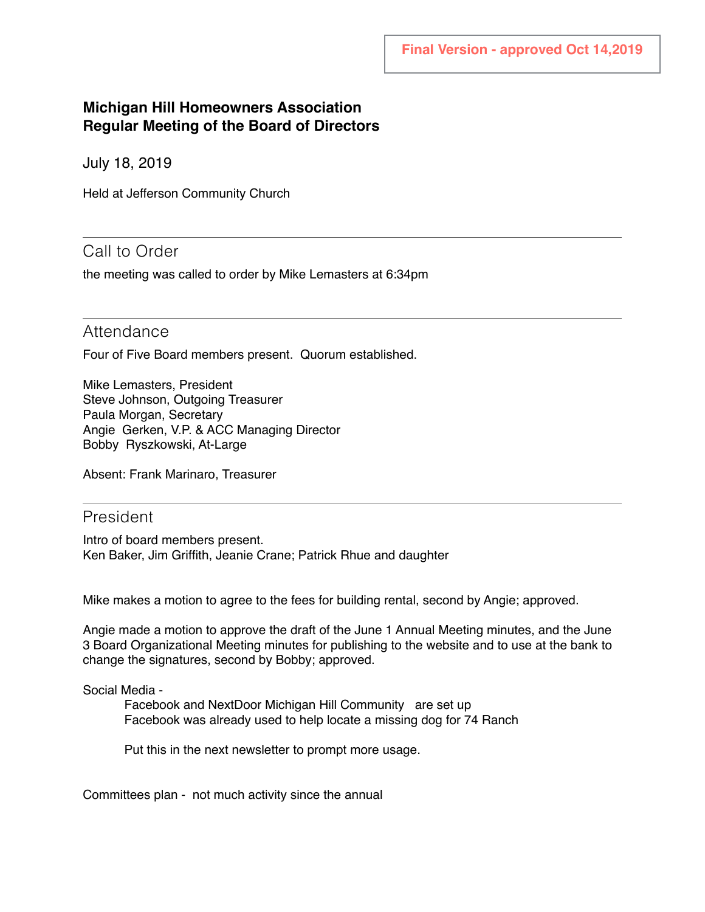Final Version - approved Oct 14,2019

**Michigan Hill Homeowners Association**
**Regular Meeting of the Board of Directors**

July 18, 2019

Held at Jefferson Community Church

## Call to Order

the meeting was called to order by Mike Lemasters at 6:34pm

## Attendance

Four of Five Board members present. Quorum established.

Mike Lemasters, President
Steve Johnson, Outgoing Treasurer
Paula Morgan, Secretary
Angie Gerken, V.P. & ACC Managing Director
Bobby Ryszkowski, At-Large

Absent: Frank Marinaro, Treasurer

## President

Intro of board members present.
Ken Baker, Jim Griffith, Jeanie Crane; Patrick Rhue and daughter

Mike makes a motion to agree to the fees for building rental, second by Angie; approved.

Angie made a motion to approve the draft of the June 1 Annual Meeting minutes, and the June 3 Board Organizational Meeting minutes for publishing to the website and to use at the bank to change the signatures, second by Bobby; approved.

Social Media -

> Facebook and NextDoor Michigan Hill Community are set up
> Facebook was already used to help locate a missing dog for 74 Ranch
>
> Put this in the next newsletter to prompt more usage.

Committees plan - not much activity since the annual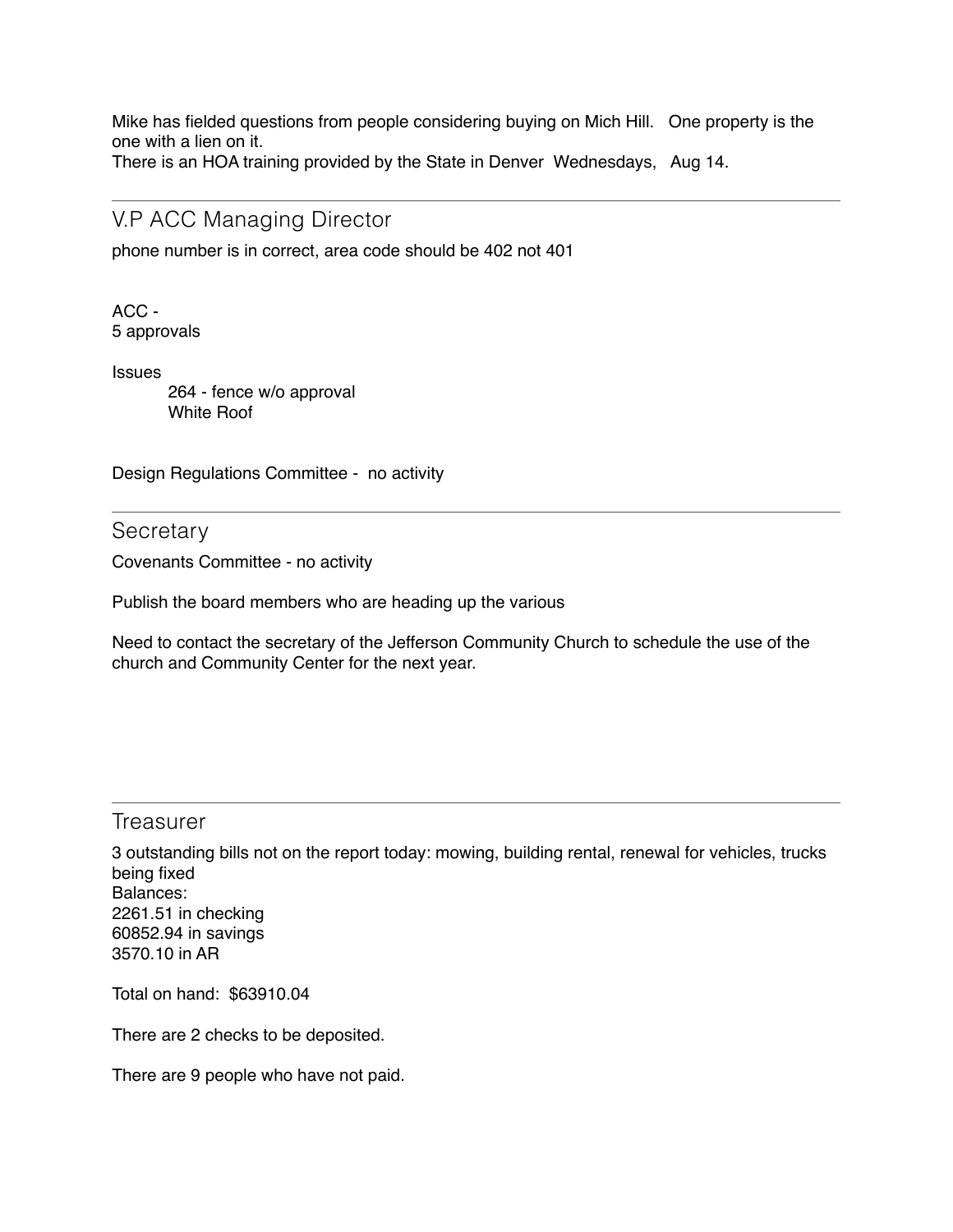Mike has fielded questions from people considering buying on Mich Hill.   One property is the one with a lien on it.
There is an HOA training provided by the State in Denver  Wednesdays,   Aug 14.

---

## V.P ACC Managing Director

phone number is in correct, area code should be 402 not 401

ACC -
5 approvals

Issues

- 264 - fence w/o approval
- White Roof

Design Regulations Committee -  no activity

---

## Secretary

Covenants Committee - no activity

Publish the board members who are heading up the various

Need to contact the secretary of the Jefferson Community Church to schedule the use of the church and Community Center for the next year.

---

## Treasurer

3 outstanding bills not on the report today: mowing, building rental, renewal for vehicles, trucks being fixed
Balances:
2261.51 in checking
60852.94 in savings
3570.10 in AR

Total on hand:  $63910.04

There are 2 checks to be deposited.

There are 9 people who have not paid.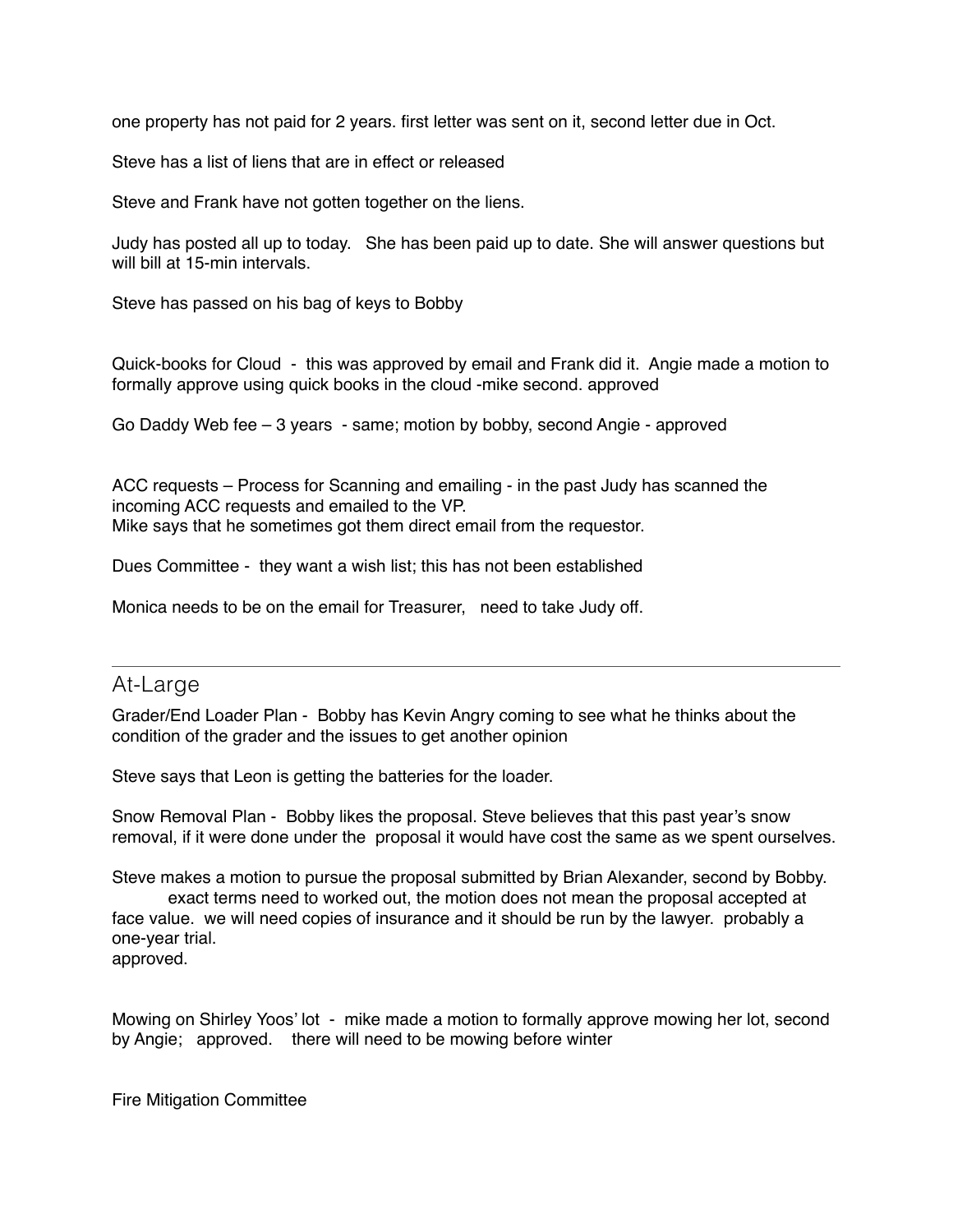one property has not paid for 2 years. first letter was sent on it, second letter due in Oct.

Steve has a list of liens that are in effect or released

Steve and Frank have not gotten together on the liens.

Judy has posted all up to today.   She has been paid up to date. She will answer questions but will bill at 15-min intervals.

Steve has passed on his bag of keys to Bobby

Quick-books for Cloud  -  this was approved by email and Frank did it.  Angie made a motion to formally approve using quick books in the cloud -mike second. approved

Go Daddy Web fee – 3 years  - same; motion by bobby, second Angie - approved

ACC requests – Process for Scanning and emailing - in the past Judy has scanned the incoming ACC requests and emailed to the VP.
Mike says that he sometimes got them direct email from the requestor.

Dues Committee -  they want a wish list; this has not been established

Monica needs to be on the email for Treasurer,   need to take Judy off.

---

## At-Large

Grader/End Loader Plan -  Bobby has Kevin Angry coming to see what he thinks about the condition of the grader and the issues to get another opinion

Steve says that Leon is getting the batteries for the loader.

Snow Removal Plan -  Bobby likes the proposal. Steve believes that this past year's snow removal, if it were done under the  proposal it would have cost the same as we spent ourselves.

Steve makes a motion to pursue the proposal submitted by Brian Alexander, second by Bobby.
    exact terms need to worked out, the motion does not mean the proposal accepted at face value.  we will need copies of insurance and it should be run by the lawyer.  probably a one-year trial.
approved.

Mowing on Shirley Yoos' lot  -  mike made a motion to formally approve mowing her lot, second by Angie;   approved.    there will need to be mowing before winter

Fire Mitigation Committee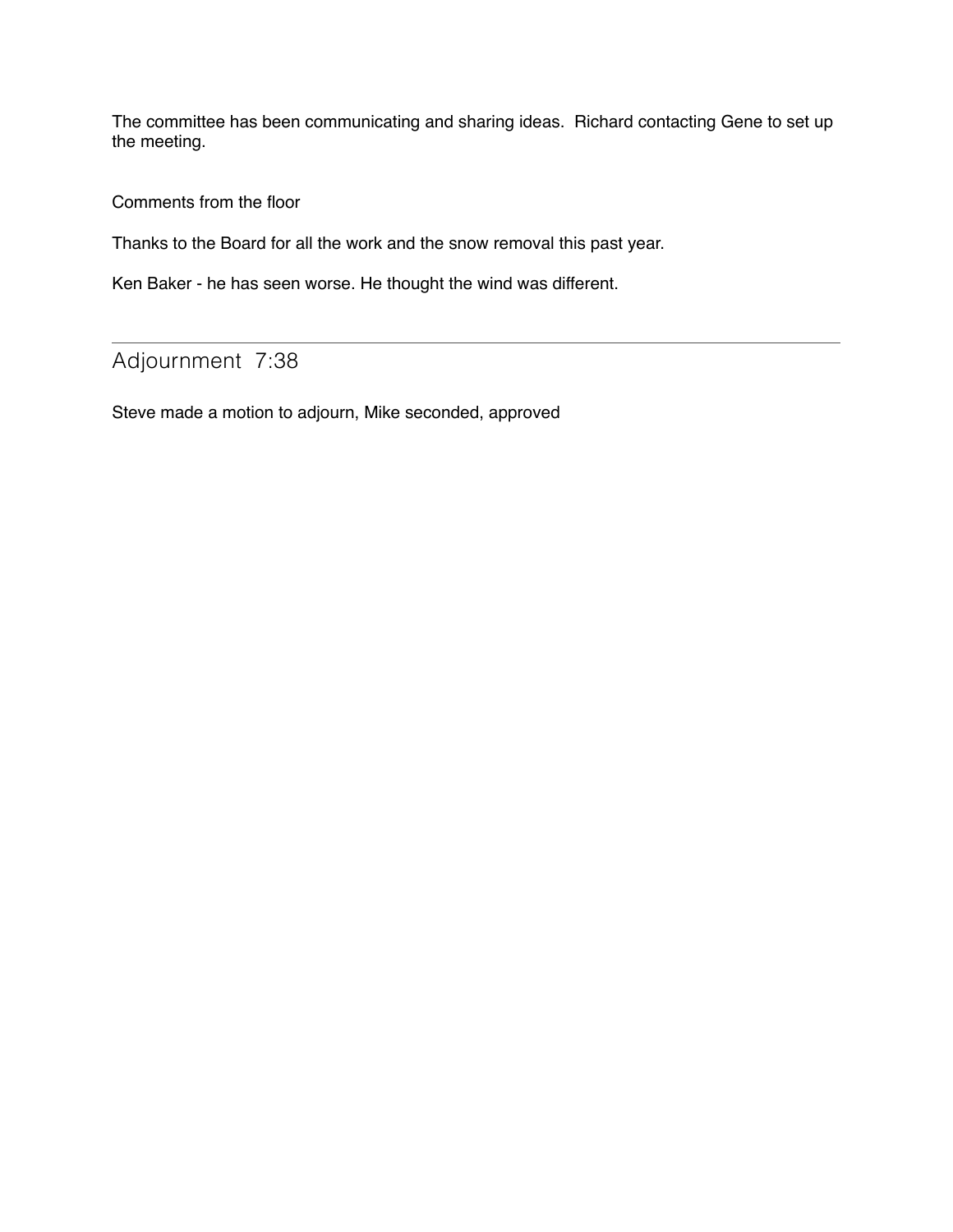The committee has been communicating and sharing ideas.  Richard contacting Gene to set up the meeting.

Comments from the floor

Thanks to the Board for all the work and the snow removal this past year.

Ken Baker - he has seen worse. He thought the wind was different.

---

## Adjournment  7:38

Steve made a motion to adjourn, Mike seconded, approved